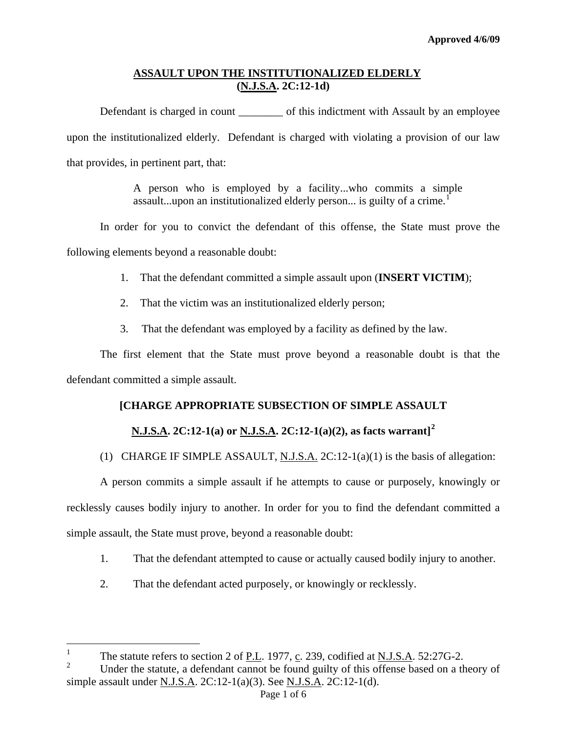**Approved 4/6/09**

# ASSAULT UPON THE INSTITUTIONALIZED ELDERLY (N.J.S.A. 2C:12-1d)

Defendant is charged in count ________ of this indictment with Assault by an employee upon the institutionalized elderly. Defendant is charged with violating a provision of our law that provides, in pertinent part, that:

> A person who is employed by a facility...who commits a simple assault...upon an institutionalized elderly person... is guilty of a crime.[1]

In order for you to convict the defendant of this offense, the State must prove the following elements beyond a reasonable doubt:

1. That the defendant committed a simple assault upon (**INSERT VICTIM**);
2. That the victim was an institutionalized elderly person;
3. That the defendant was employed by a facility as defined by the law.

The first element that the State must prove beyond a reasonable doubt is that the defendant committed a simple assault.

**[CHARGE APPROPRIATE SUBSECTION OF SIMPLE ASSAULT**

**N.J.S.A. 2C:12-1(a) or N.J.S.A. 2C:12-1(a)(2), as facts warrant][2]**

(1) CHARGE IF SIMPLE ASSAULT, N.J.S.A. 2C:12-1(a)(1) is the basis of allegation:

A person commits a simple assault if he attempts to cause or purposely, knowingly or recklessly causes bodily injury to another. In order for you to find the defendant committed a simple assault, the State must prove, beyond a reasonable doubt:

1. That the defendant attempted to cause or actually caused bodily injury to another.
2. That the defendant acted purposely, or knowingly or recklessly.

---

[1] The statute refers to section 2 of P.L. 1977, c. 239, codified at N.J.S.A. 52:27G-2.

[2] Under the statute, a defendant cannot be found guilty of this offense based on a theory of simple assault under N.J.S.A. 2C:12-1(a)(3). See N.J.S.A. 2C:12-1(d).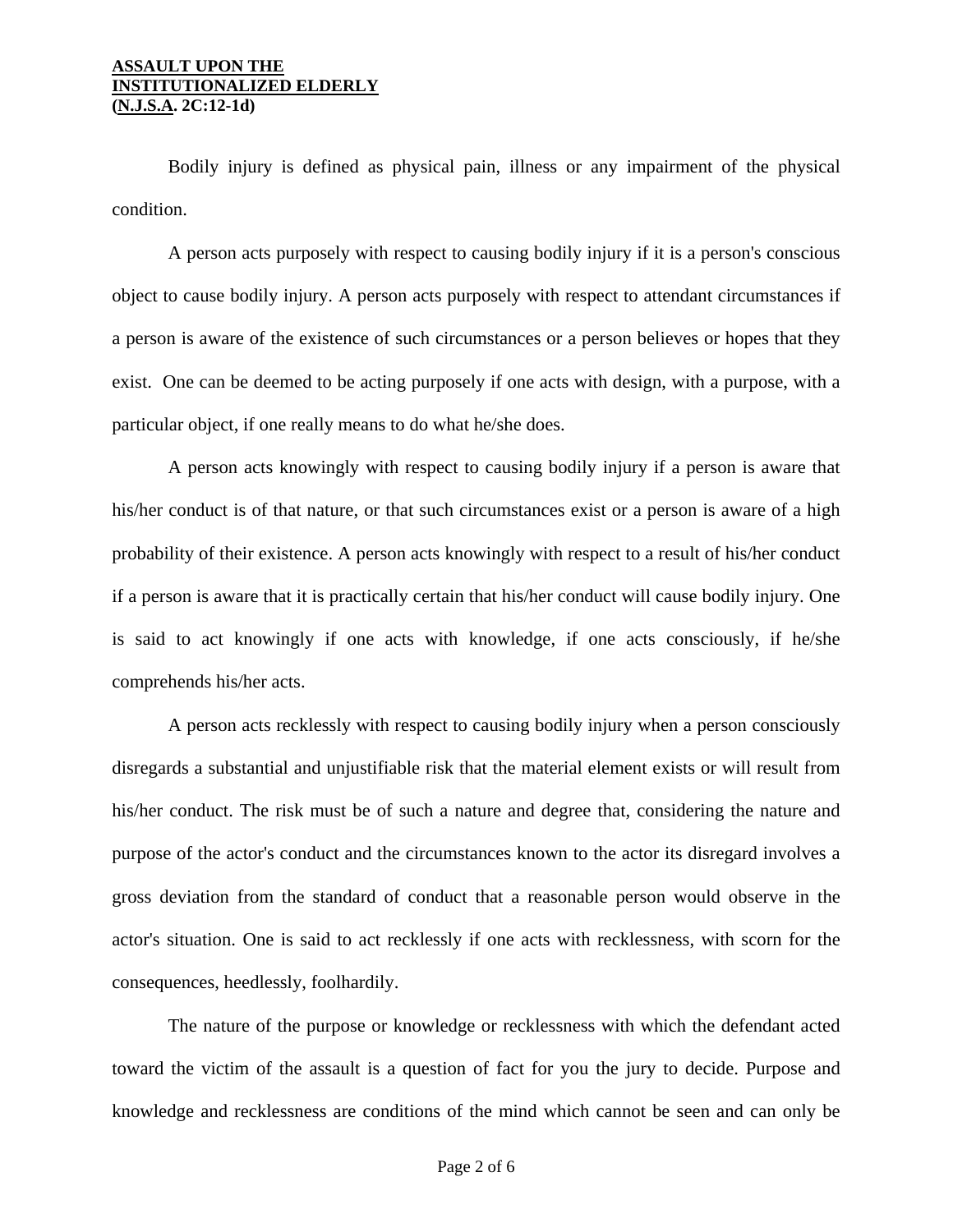Bodily injury is defined as physical pain, illness or any impairment of the physical condition.

A person acts purposely with respect to causing bodily injury if it is a person's conscious object to cause bodily injury. A person acts purposely with respect to attendant circumstances if a person is aware of the existence of such circumstances or a person believes or hopes that they exist. One can be deemed to be acting purposely if one acts with design, with a purpose, with a particular object, if one really means to do what he/she does.

A person acts knowingly with respect to causing bodily injury if a person is aware that his/her conduct is of that nature, or that such circumstances exist or a person is aware of a high probability of their existence. A person acts knowingly with respect to a result of his/her conduct if a person is aware that it is practically certain that his/her conduct will cause bodily injury. One is said to act knowingly if one acts with knowledge, if one acts consciously, if he/she comprehends his/her acts.

A person acts recklessly with respect to causing bodily injury when a person consciously disregards a substantial and unjustifiable risk that the material element exists or will result from his/her conduct. The risk must be of such a nature and degree that, considering the nature and purpose of the actor's conduct and the circumstances known to the actor its disregard involves a gross deviation from the standard of conduct that a reasonable person would observe in the actor's situation. One is said to act recklessly if one acts with recklessness, with scorn for the consequences, heedlessly, foolhardily.

The nature of the purpose or knowledge or recklessness with which the defendant acted toward the victim of the assault is a question of fact for you the jury to decide. Purpose and knowledge and recklessness are conditions of the mind which cannot be seen and can only be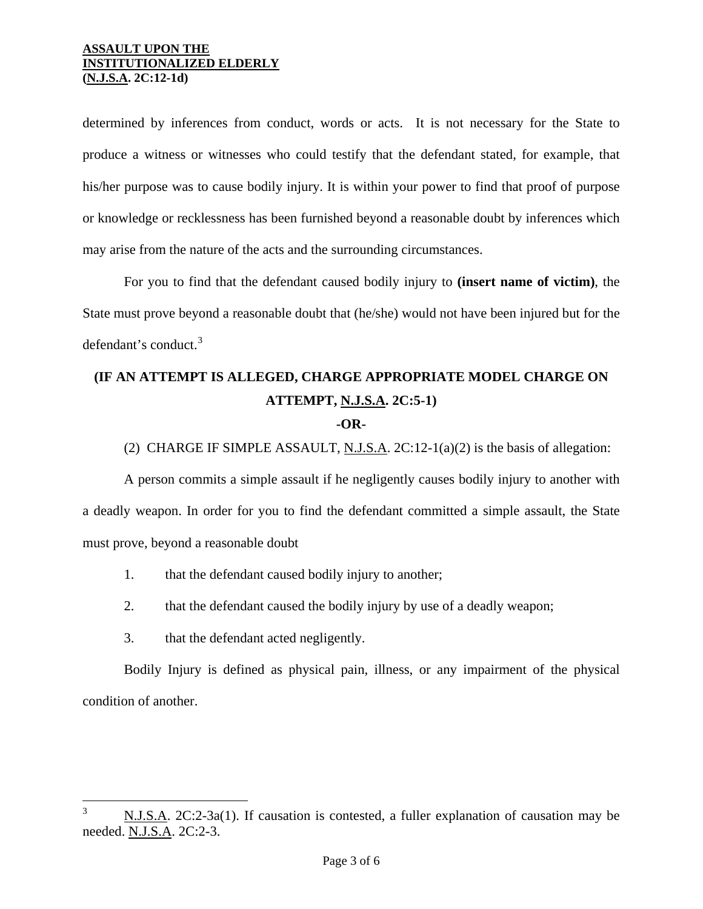determined by inferences from conduct, words or acts. It is not necessary for the State to produce a witness or witnesses who could testify that the defendant stated, for example, that his/her purpose was to cause bodily injury. It is within your power to find that proof of purpose or knowledge or recklessness has been furnished beyond a reasonable doubt by inferences which may arise from the nature of the acts and the surrounding circumstances.

For you to find that the defendant caused bodily injury to **(insert name of victim)**, the State must prove beyond a reasonable doubt that (he/she) would not have been injured but for the defendant's conduct.[3]

**(IF AN ATTEMPT IS ALLEGED, CHARGE APPROPRIATE MODEL CHARGE ON ATTEMPT, N.J.S.A. 2C:5-1)**

**-OR-**

(2) CHARGE IF SIMPLE ASSAULT, N.J.S.A. 2C:12-1(a)(2) is the basis of allegation:

A person commits a simple assault if he negligently causes bodily injury to another with a deadly weapon. In order for you to find the defendant committed a simple assault, the State must prove, beyond a reasonable doubt

1. that the defendant caused bodily injury to another;
2. that the defendant caused the bodily injury by use of a deadly weapon;
3. that the defendant acted negligently.

Bodily Injury is defined as physical pain, illness, or any impairment of the physical condition of another.

---

[3] N.J.S.A. 2C:2-3a(1). If causation is contested, a fuller explanation of causation may be needed. N.J.S.A. 2C:2-3.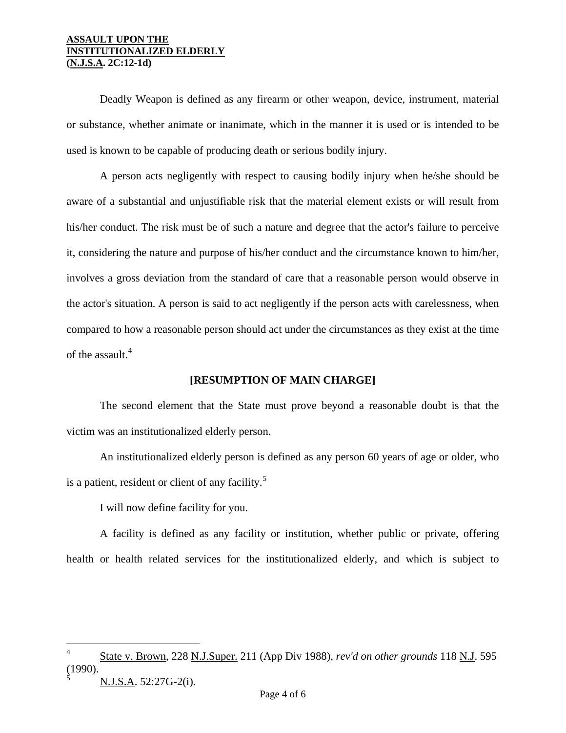Deadly Weapon is defined as any firearm or other weapon, device, instrument, material or substance, whether animate or inanimate, which in the manner it is used or is intended to be used is known to be capable of producing death or serious bodily injury.

A person acts negligently with respect to causing bodily injury when he/she should be aware of a substantial and unjustifiable risk that the material element exists or will result from his/her conduct. The risk must be of such a nature and degree that the actor's failure to perceive it, considering the nature and purpose of his/her conduct and the circumstance known to him/her, involves a gross deviation from the standard of care that a reasonable person would observe in the actor's situation. A person is said to act negligently if the person acts with carelessness, when compared to how a reasonable person should act under the circumstances as they exist at the time of the assault.[4]

**[RESUMPTION OF MAIN CHARGE]**

The second element that the State must prove beyond a reasonable doubt is that the victim was an institutionalized elderly person.

An institutionalized elderly person is defined as any person 60 years of age or older, who is a patient, resident or client of any facility.[5]

I will now define facility for you.

A facility is defined as any facility or institution, whether public or private, offering health or health related services for the institutionalized elderly, and which is subject to

---

[4] State v. Brown, 228 N.J.Super. 211 (App Div 1988), *rev'd on other grounds* 118 N.J. 595 (1990).

[5] N.J.S.A. 52:27G-2(i).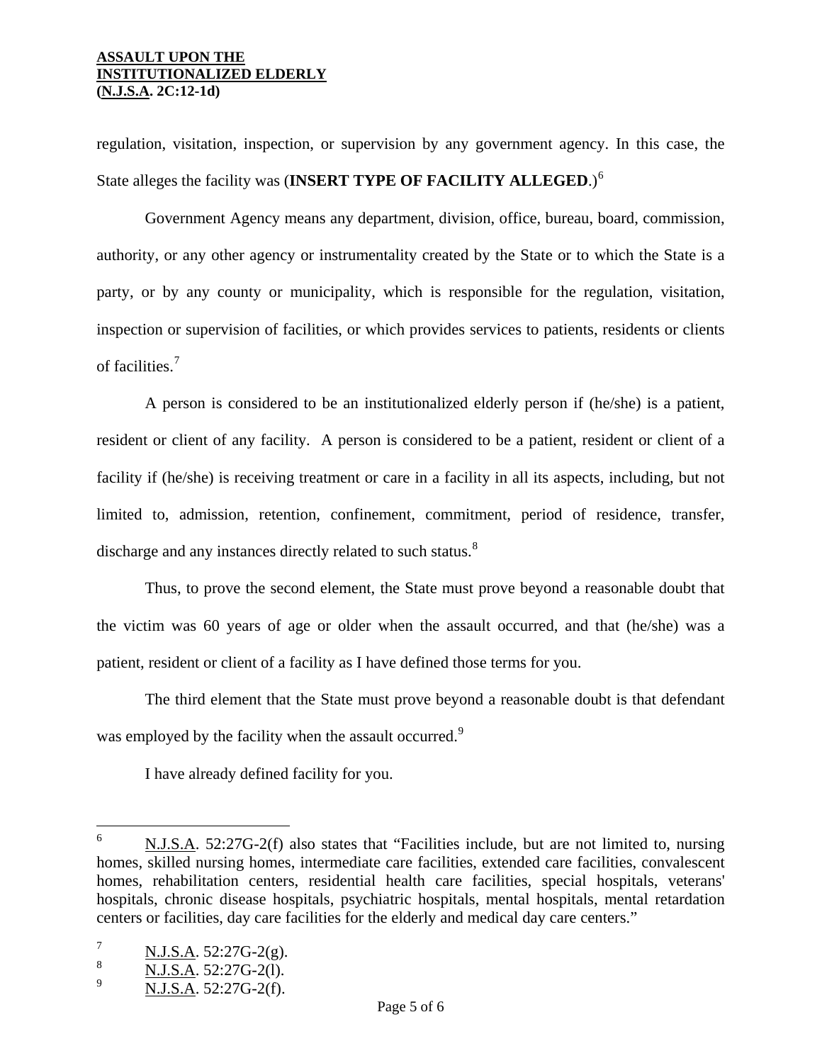regulation, visitation, inspection, or supervision by any government agency. In this case, the State alleges the facility was (**INSERT TYPE OF FACILITY ALLEGED**.)[6]

Government Agency means any department, division, office, bureau, board, commission, authority, or any other agency or instrumentality created by the State or to which the State is a party, or by any county or municipality, which is responsible for the regulation, visitation, inspection or supervision of facilities, or which provides services to patients, residents or clients of facilities.[7]

A person is considered to be an institutionalized elderly person if (he/she) is a patient, resident or client of any facility. A person is considered to be a patient, resident or client of a facility if (he/she) is receiving treatment or care in a facility in all its aspects, including, but not limited to, admission, retention, confinement, commitment, period of residence, transfer, discharge and any instances directly related to such status.[8]

Thus, to prove the second element, the State must prove beyond a reasonable doubt that the victim was 60 years of age or older when the assault occurred, and that (he/she) was a patient, resident or client of a facility as I have defined those terms for you.

The third element that the State must prove beyond a reasonable doubt is that defendant was employed by the facility when the assault occurred.[9]

I have already defined facility for you.

---

[6] N.J.S.A. 52:27G-2(f) also states that "Facilities include, but are not limited to, nursing homes, skilled nursing homes, intermediate care facilities, extended care facilities, convalescent homes, rehabilitation centers, residential health care facilities, special hospitals, veterans' hospitals, chronic disease hospitals, psychiatric hospitals, mental hospitals, mental retardation centers or facilities, day care facilities for the elderly and medical day care centers."

[7] N.J.S.A. 52:27G-2(g).

[8] N.J.S.A. 52:27G-2(l).

[9] N.J.S.A. 52:27G-2(f).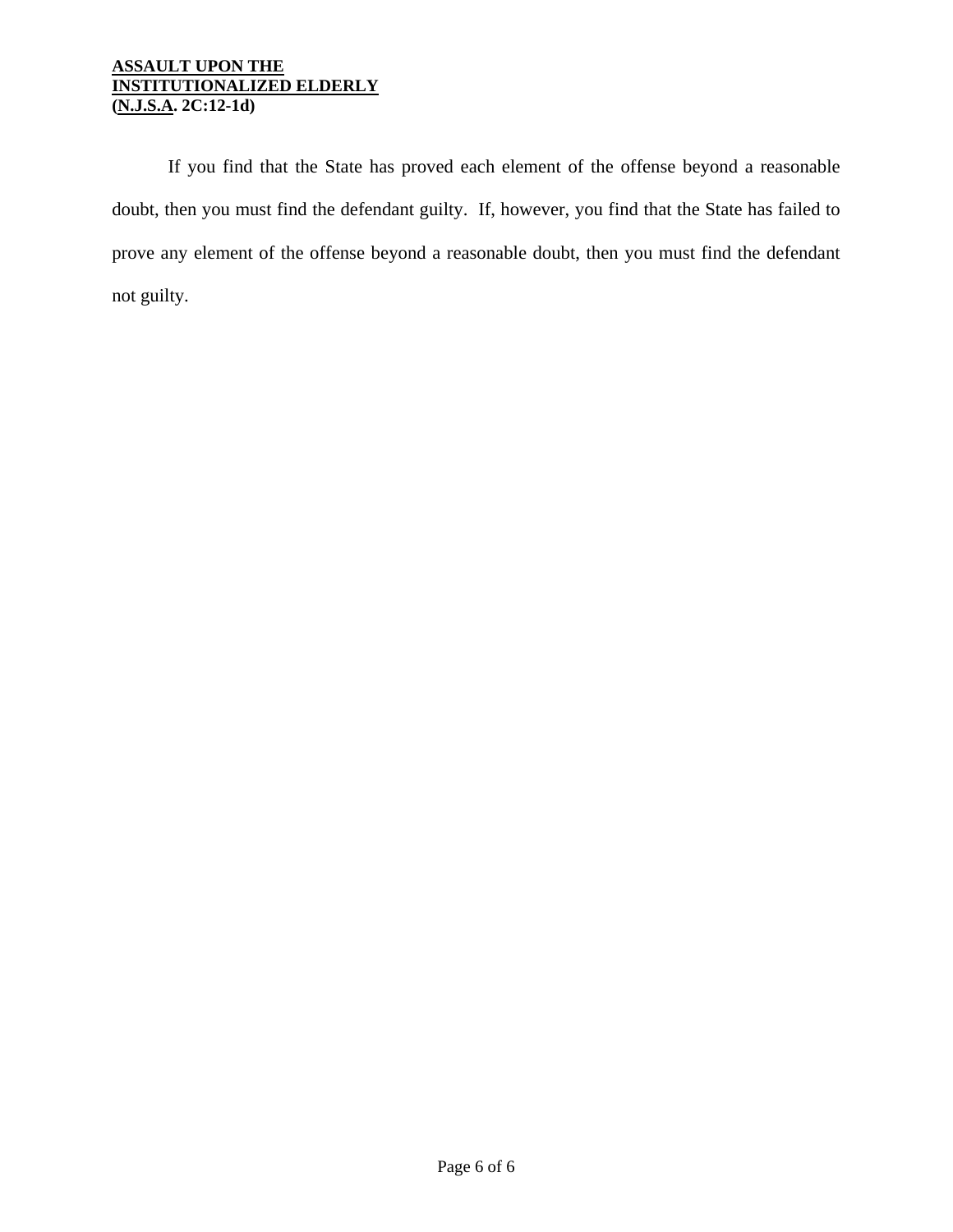If you find that the State has proved each element of the offense beyond a reasonable doubt, then you must find the defendant guilty. If, however, you find that the State has failed to prove any element of the offense beyond a reasonable doubt, then you must find the defendant not guilty.